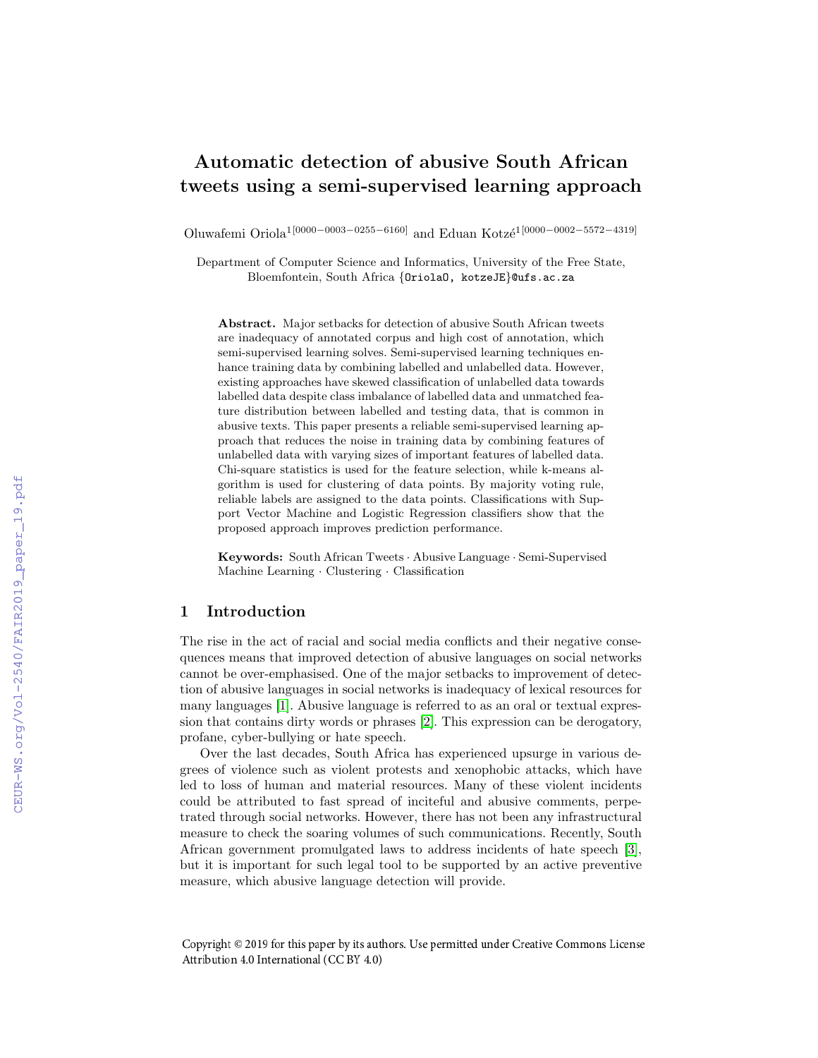# Automatic detection of abusive South African tweets using a semi-supervised learning approach

Oluwafemi Oriola[1][0000−0003−0255−6160] and Eduan Kotzé[1][0000−0002−5572−4319]

Department of Computer Science and Informatics, University of the Free State, Bloemfontein, South Africa {OriolaO, kotzeJE}@ufs.ac.za

**Abstract.** Major setbacks for detection of abusive South African tweets are inadequacy of annotated corpus and high cost of annotation, which semi-supervised learning solves. Semi-supervised learning techniques enhance training data by combining labelled and unlabelled data. However, existing approaches have skewed classification of unlabelled data towards labelled data despite class imbalance of labelled data and unmatched feature distribution between labelled and testing data, that is common in abusive texts. This paper presents a reliable semi-supervised learning approach that reduces the noise in training data by combining features of unlabelled data with varying sizes of important features of labelled data. Chi-square statistics is used for the feature selection, while k-means algorithm is used for clustering of data points. By majority voting rule, reliable labels are assigned to the data points. Classifications with Support Vector Machine and Logistic Regression classifiers show that the proposed approach improves prediction performance.

**Keywords:** South African Tweets · Abusive Language · Semi-Supervised Machine Learning · Clustering · Classification

## 1 Introduction

The rise in the act of racial and social media conflicts and their negative consequences means that improved detection of abusive languages on social networks cannot be over-emphasised. One of the major setbacks to improvement of detection of abusive languages in social networks is inadequacy of lexical resources for many languages [1]. Abusive language is referred to as an oral or textual expression that contains dirty words or phrases [2]. This expression can be derogatory, profane, cyber-bullying or hate speech.

Over the last decades, South Africa has experienced upsurge in various degrees of violence such as violent protests and xenophobic attacks, which have led to loss of human and material resources. Many of these violent incidents could be attributed to fast spread of inciteful and abusive comments, perpetrated through social networks. However, there has not been any infrastructural measure to check the soaring volumes of such communications. Recently, South African government promulgated laws to address incidents of hate speech [3], but it is important for such legal tool to be supported by an active preventive measure, which abusive language detection will provide.

Copyright © 2019 for this paper by its authors. Use permitted under Creative Commons License Attribution 4.0 International (CC BY 4.0)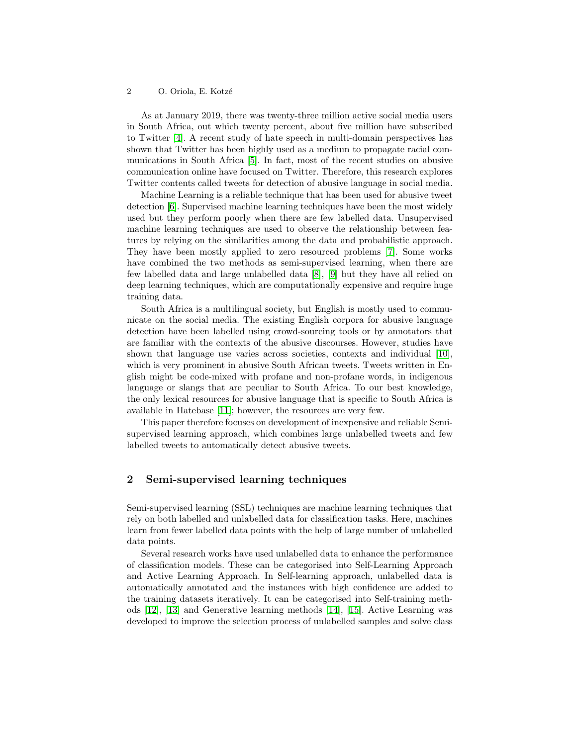As at January 2019, there was twenty-three million active social media users in South Africa, out which twenty percent, about five million have subscribed to Twitter [4]. A recent study of hate speech in multi-domain perspectives has shown that Twitter has been highly used as a medium to propagate racial communications in South Africa [5]. In fact, most of the recent studies on abusive communication online have focused on Twitter. Therefore, this research explores Twitter contents called tweets for detection of abusive language in social media.

Machine Learning is a reliable technique that has been used for abusive tweet detection [6]. Supervised machine learning techniques have been the most widely used but they perform poorly when there are few labelled data. Unsupervised machine learning techniques are used to observe the relationship between features by relying on the similarities among the data and probabilistic approach. They have been mostly applied to zero resourced problems [7]. Some works have combined the two methods as semi-supervised learning, when there are few labelled data and large unlabelled data [8], [9] but they have all relied on deep learning techniques, which are computationally expensive and require huge training data.

South Africa is a multilingual society, but English is mostly used to communicate on the social media. The existing English corpora for abusive language detection have been labelled using crowd-sourcing tools or by annotators that are familiar with the contexts of the abusive discourses. However, studies have shown that language use varies across societies, contexts and individual [10], which is very prominent in abusive South African tweets. Tweets written in English might be code-mixed with profane and non-profane words, in indigenous language or slangs that are peculiar to South Africa. To our best knowledge, the only lexical resources for abusive language that is specific to South Africa is available in Hatebase [11]; however, the resources are very few.

This paper therefore focuses on development of inexpensive and reliable Semi-supervised learning approach, which combines large unlabelled tweets and few labelled tweets to automatically detect abusive tweets.

## 2 Semi-supervised learning techniques

Semi-supervised learning (SSL) techniques are machine learning techniques that rely on both labelled and unlabelled data for classification tasks. Here, machines learn from fewer labelled data points with the help of large number of unlabelled data points.

Several research works have used unlabelled data to enhance the performance of classification models. These can be categorised into Self-Learning Approach and Active Learning Approach. In Self-learning approach, unlabelled data is automatically annotated and the instances with high confidence are added to the training datasets iteratively. It can be categorised into Self-training methods [12], [13] and Generative learning methods [14], [15]. Active Learning was developed to improve the selection process of unlabelled samples and solve class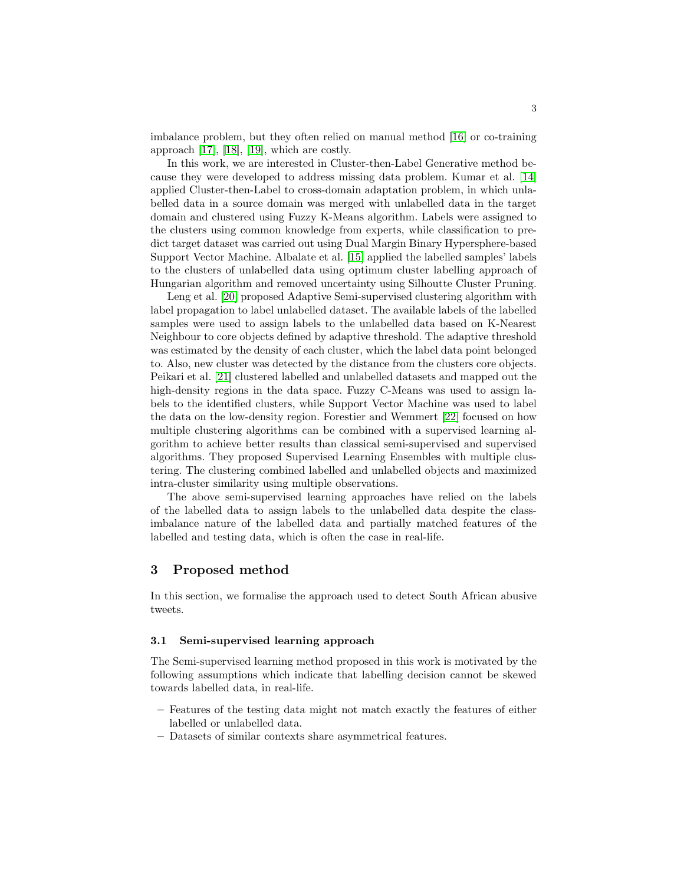imbalance problem, but they often relied on manual method [16] or co-training approach [17], [18], [19], which are costly.

In this work, we are interested in Cluster-then-Label Generative method because they were developed to address missing data problem. Kumar et al. [14] applied Cluster-then-Label to cross-domain adaptation problem, in which unlabelled data in a source domain was merged with unlabelled data in the target domain and clustered using Fuzzy K-Means algorithm. Labels were assigned to the clusters using common knowledge from experts, while classification to predict target dataset was carried out using Dual Margin Binary Hypersphere-based Support Vector Machine. Albalate et al. [15] applied the labelled samples' labels to the clusters of unlabelled data using optimum cluster labelling approach of Hungarian algorithm and removed uncertainty using Silhoutte Cluster Pruning.

Leng et al. [20] proposed Adaptive Semi-supervised clustering algorithm with label propagation to label unlabelled dataset. The available labels of the labelled samples were used to assign labels to the unlabelled data based on K-Nearest Neighbour to core objects defined by adaptive threshold. The adaptive threshold was estimated by the density of each cluster, which the label data point belonged to. Also, new cluster was detected by the distance from the clusters core objects. Peikari et al. [21] clustered labelled and unlabelled datasets and mapped out the high-density regions in the data space. Fuzzy C-Means was used to assign labels to the identified clusters, while Support Vector Machine was used to label the data on the low-density region. Forestier and Wemmert [22] focused on how multiple clustering algorithms can be combined with a supervised learning algorithm to achieve better results than classical semi-supervised and supervised algorithms. They proposed Supervised Learning Ensembles with multiple clustering. The clustering combined labelled and unlabelled objects and maximized intra-cluster similarity using multiple observations.

The above semi-supervised learning approaches have relied on the labels of the labelled data to assign labels to the unlabelled data despite the class-imbalance nature of the labelled data and partially matched features of the labelled and testing data, which is often the case in real-life.

## 3 Proposed method

In this section, we formalise the approach used to detect South African abusive tweets.

### 3.1 Semi-supervised learning approach

The Semi-supervised learning method proposed in this work is motivated by the following assumptions which indicate that labelling decision cannot be skewed towards labelled data, in real-life.

- Features of the testing data might not match exactly the features of either labelled or unlabelled data.
- Datasets of similar contexts share asymmetrical features.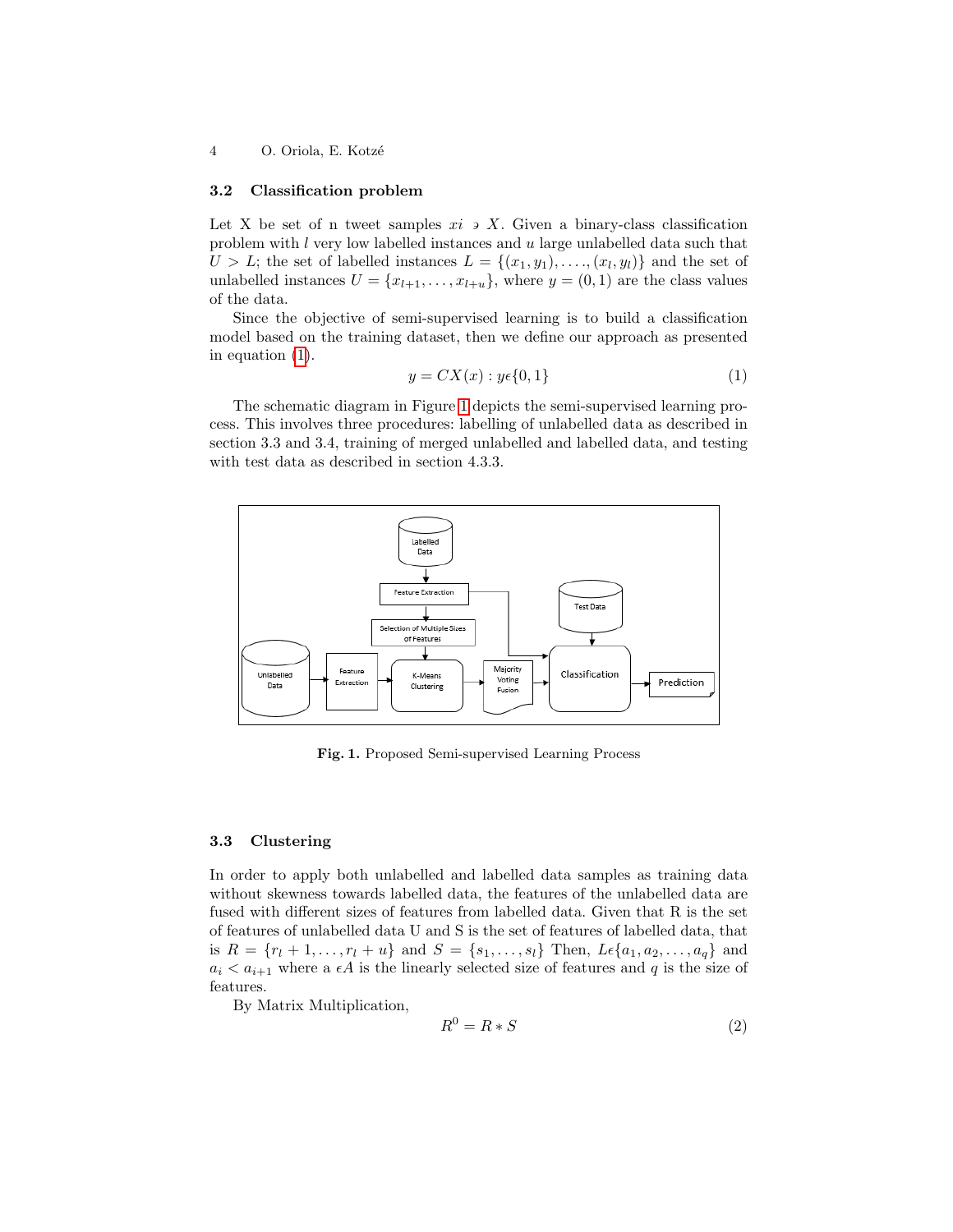### 3.2 Classification problem

Let X be set of n tweet samples $xi \ni X$. Given a binary-class classification problem with $l$ very low labelled instances and $u$ large unlabelled data such that $U > L$; the set of labelled instances $L = \{(x_1, y_1), \ldots, (x_l, y_l)\}$ and the set of unlabelled instances $U = \{x_{l+1}, \ldots, x_{l+u}\}$, where $y = (0, 1)$ are the class values of the data.

Since the objective of semi-supervised learning is to build a classification model based on the training dataset, then we define our approach as presented in equation (1).

$$y = CX(x) : y \epsilon \{0, 1\} \tag{1}$$

The schematic diagram in Figure 1 depicts the semi-supervised learning process. This involves three procedures: labelling of unlabelled data as described in section 3.3 and 3.4, training of merged unlabelled and labelled data, and testing with test data as described in section 4.3.3.

**Fig. 1.** Proposed Semi-supervised Learning Process

### 3.3 Clustering

In order to apply both unlabelled and labelled data samples as training data without skewness towards labelled data, the features of the unlabelled data are fused with different sizes of features from labelled data. Given that R is the set of features of unlabelled data U and S is the set of features of labelled data, that is $R = \{r_l + 1, \ldots, r_l + u\}$ and $S = \{s_1, \ldots, s_l\}$ Then, $L \epsilon \{a_1, a_2, \ldots, a_q\}$ and $a_i < a_{i+1}$ where a $\epsilon A$ is the linearly selected size of features and $q$ is the size of features.

By Matrix Multiplication,

$$R^0 = R * S \tag{2}$$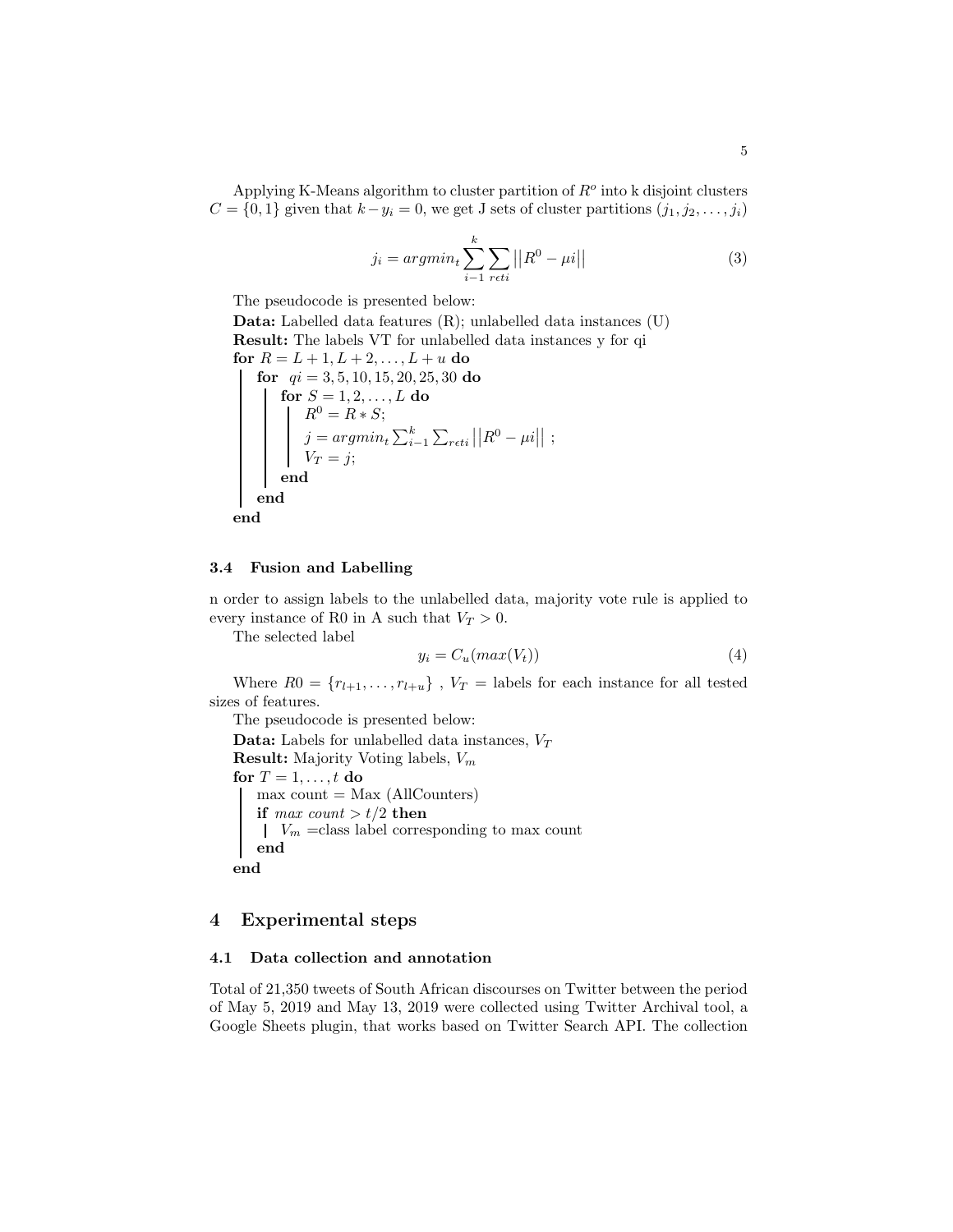Applying K-Means algorithm to cluster partition of $R^o$ into k disjoint clusters $C = \{0, 1\}$ given that $k - y_i = 0$, we get J sets of cluster partitions $(j_1, j_2, \ldots, j_i)$

$$j_i = argmin_t \sum_{i-1}^{k} \sum_{r \epsilon ti} \left|\left|R^0 - \mu i\right|\right| \tag{3}$$

The pseudocode is presented below:

**Data:** Labelled data features (R); unlabelled data instances (U)
**Result:** The labels VT for unlabelled data instances y for qi

```
for R = L+1, L+2, ..., L+u do
    for qi = 3, 5, 10, 15, 20, 25, 30 do
        for S = 1, 2, ..., L do
            R^0 = R * S;
            j = argmin_t Σ_{i-1}^{k} Σ_{rεti} ||R^0 − μi|| ;
            V_T = j;
        end
    end
end
```

### 3.4 Fusion and Labelling

n order to assign labels to the unlabelled data, majority vote rule is applied to every instance of R0 in A such that $V_T > 0$.

The selected label

$$y_i = C_u(max(V_t)) \tag{4}$$

Where $R0 = \{r_{l+1}, \ldots, r_{l+u}\}$ , $V_T$ = labels for each instance for all tested sizes of features.

The pseudocode is presented below:

**Data:** Labels for unlabelled data instances, $V_T$
**Result:** Majority Voting labels, $V_m$

```
for T = 1, ..., t do
    max count = Max (AllCounters)
    if max count > t/2 then
        V_m = class label corresponding to max count
    end
end
```

## 4 Experimental steps

### 4.1 Data collection and annotation

Total of 21,350 tweets of South African discourses on Twitter between the period of May 5, 2019 and May 13, 2019 were collected using Twitter Archival tool, a Google Sheets plugin, that works based on Twitter Search API. The collection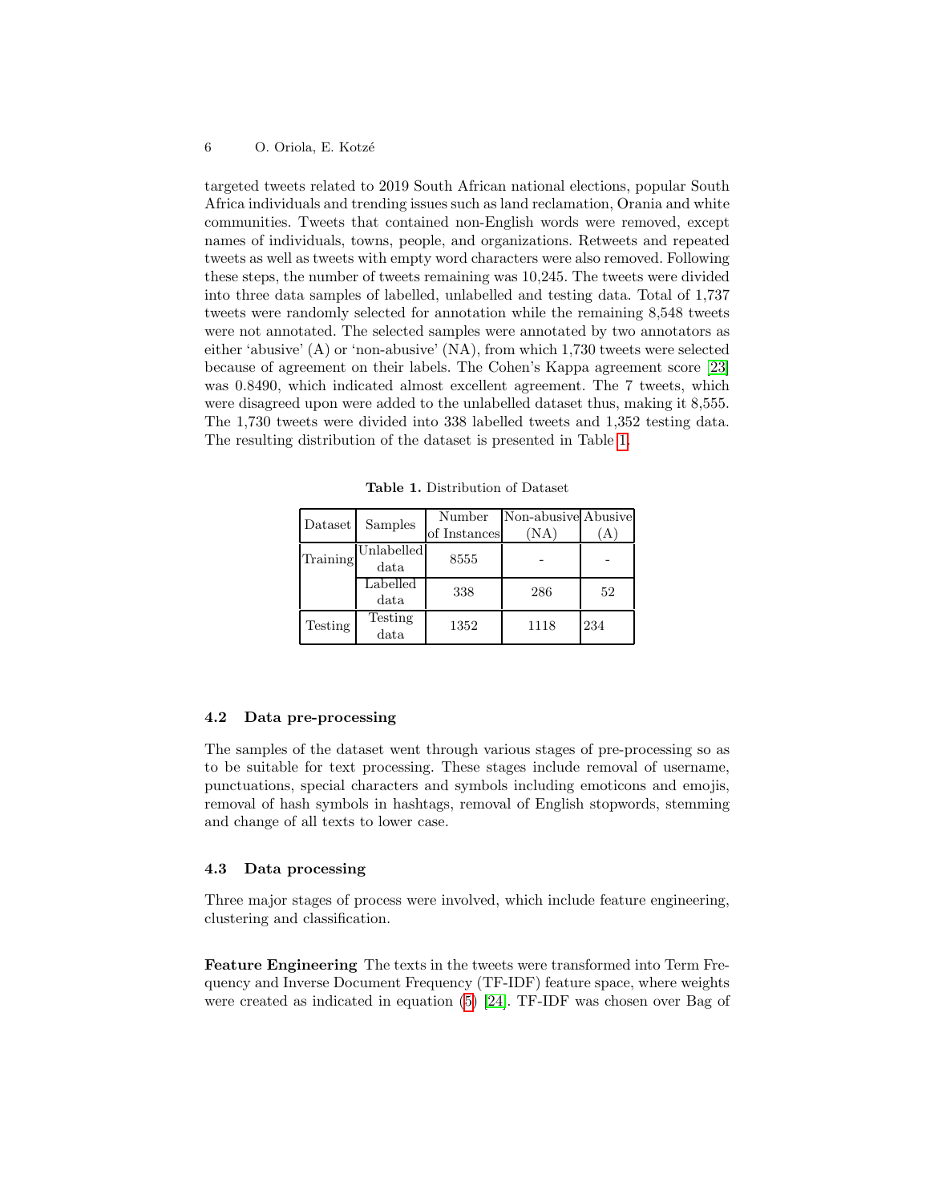targeted tweets related to 2019 South African national elections, popular South Africa individuals and trending issues such as land reclamation, Orania and white communities. Tweets that contained non-English words were removed, except names of individuals, towns, people, and organizations. Retweets and repeated tweets as well as tweets with empty word characters were also removed. Following these steps, the number of tweets remaining was 10,245. The tweets were divided into three data samples of labelled, unlabelled and testing data. Total of 1,737 tweets were randomly selected for annotation while the remaining 8,548 tweets were not annotated. The selected samples were annotated by two annotators as either 'abusive' (A) or 'non-abusive' (NA), from which 1,730 tweets were selected because of agreement on their labels. The Cohen's Kappa agreement score [23] was 0.8490, which indicated almost excellent agreement. The 7 tweets, which were disagreed upon were added to the unlabelled dataset thus, making it 8,555. The 1,730 tweets were divided into 338 labelled tweets and 1,352 testing data. The resulting distribution of the dataset is presented in Table 1.

**Table 1.** Distribution of Dataset

| Dataset | Samples | Number of Instances | Non-abusive (NA) | Abusive (A) |
|---|---|---|---|---|
| Training | Unlabelled data | 8555 | - | - |
| | Labelled data | 338 | 286 | 52 |
| Testing | Testing data | 1352 | 1118 | 234 |

### 4.2 Data pre-processing

The samples of the dataset went through various stages of pre-processing so as to be suitable for text processing. These stages include removal of username, punctuations, special characters and symbols including emoticons and emojis, removal of hash symbols in hashtags, removal of English stopwords, stemming and change of all texts to lower case.

### 4.3 Data processing

Three major stages of process were involved, which include feature engineering, clustering and classification.

**Feature Engineering** The texts in the tweets were transformed into Term Frequency and Inverse Document Frequency (TF-IDF) feature space, where weights were created as indicated in equation (5) [24]. TF-IDF was chosen over Bag of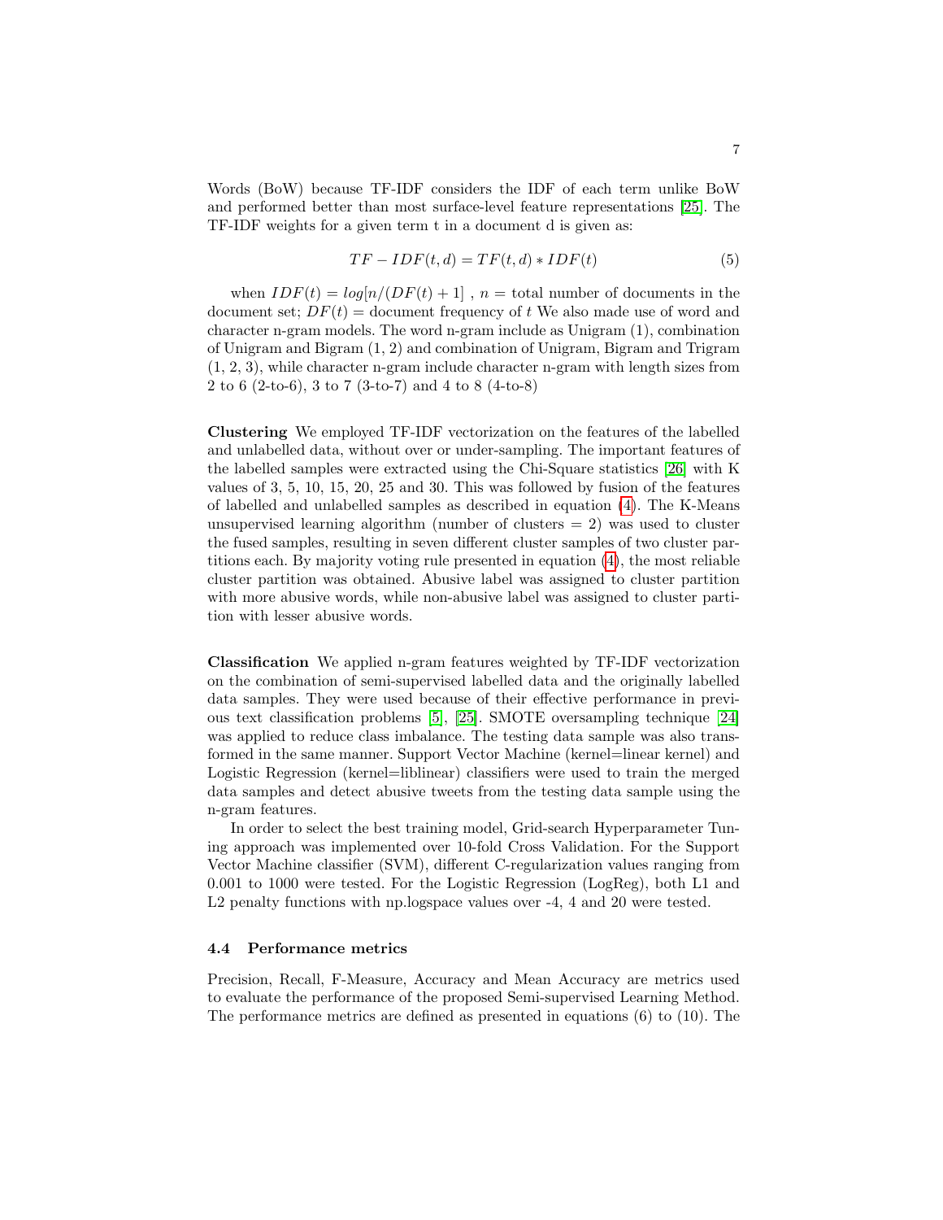Words (BoW) because TF-IDF considers the IDF of each term unlike BoW and performed better than most surface-level feature representations [25]. The TF-IDF weights for a given term t in a document d is given as:

$$TF-IDF(t,d) = TF(t,d) * IDF(t) \tag{5}$$

when $IDF(t) = log[n/(DF(t)+1]$ , $n$ = total number of documents in the document set; $DF(t)$ = document frequency of t We also made use of word and character n-gram models. The word n-gram include as Unigram (1), combination of Unigram and Bigram (1, 2) and combination of Unigram, Bigram and Trigram (1, 2, 3), while character n-gram include character n-gram with length sizes from 2 to 6 (2-to-6), 3 to 7 (3-to-7) and 4 to 8 (4-to-8)

**Clustering** We employed TF-IDF vectorization on the features of the labelled and unlabelled data, without over or under-sampling. The important features of the labelled samples were extracted using the Chi-Square statistics [26] with K values of 3, 5, 10, 15, 20, 25 and 30. This was followed by fusion of the features of labelled and unlabelled samples as described in equation (4). The K-Means unsupervised learning algorithm (number of clusters = 2) was used to cluster the fused samples, resulting in seven different cluster samples of two cluster partitions each. By majority voting rule presented in equation (4), the most reliable cluster partition was obtained. Abusive label was assigned to cluster partition with more abusive words, while non-abusive label was assigned to cluster partition with lesser abusive words.

**Classification** We applied n-gram features weighted by TF-IDF vectorization on the combination of semi-supervised labelled data and the originally labelled data samples. They were used because of their effective performance in previous text classification problems [5], [25]. SMOTE oversampling technique [24] was applied to reduce class imbalance. The testing data sample was also transformed in the same manner. Support Vector Machine (kernel=linear kernel) and Logistic Regression (kernel=liblinear) classifiers were used to train the merged data samples and detect abusive tweets from the testing data sample using the n-gram features.

In order to select the best training model, Grid-search Hyperparameter Tuning approach was implemented over 10-fold Cross Validation. For the Support Vector Machine classifier (SVM), different C-regularization values ranging from 0.001 to 1000 were tested. For the Logistic Regression (LogReg), both L1 and L2 penalty functions with np.logspace values over -4, 4 and 20 were tested.

### 4.4 Performance metrics

Precision, Recall, F-Measure, Accuracy and Mean Accuracy are metrics used to evaluate the performance of the proposed Semi-supervised Learning Method. The performance metrics are defined as presented in equations (6) to (10). The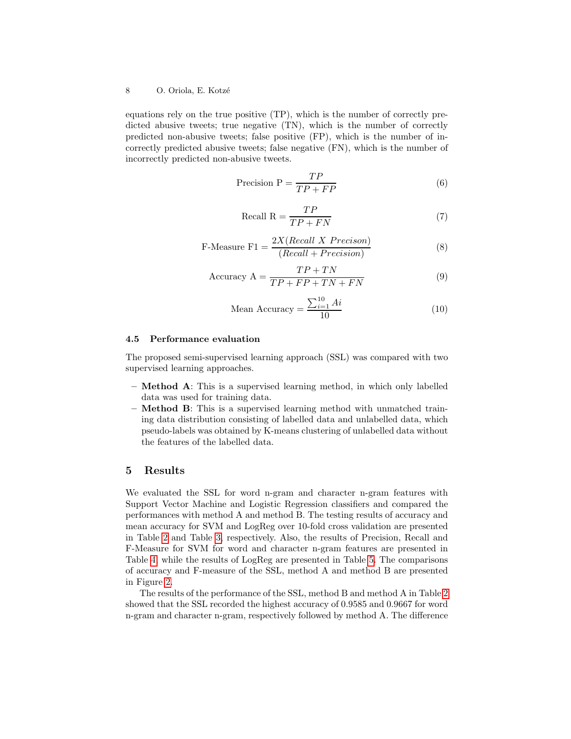equations rely on the true positive (TP), which is the number of correctly predicted abusive tweets; true negative (TN), which is the number of correctly predicted non-abusive tweets; false positive (FP), which is the number of incorrectly predicted abusive tweets; false negative (FN), which is the number of incorrectly predicted non-abusive tweets.

$$\text{Precision P} = \frac{TP}{TP + FP} \tag{6}$$

$$\text{Recall R} = \frac{TP}{TP + FN} \tag{7}$$

$$\text{F-Measure F1} = \frac{2X(Recall\ X\ Precison)}{(Recall + Precision)} \tag{8}$$

$$\text{Accuracy A} = \frac{TP + TN}{TP + FP + TN + FN} \tag{9}$$

$$\text{Mean Accuracy} = \frac{\sum_{i=1}^{10} Ai}{10} \tag{10}$$

### 4.5 Performance evaluation

The proposed semi-supervised learning approach (SSL) was compared with two supervised learning approaches.

- **Method A**: This is a supervised learning method, in which only labelled data was used for training data.
- **Method B**: This is a supervised learning method with unmatched training data distribution consisting of labelled data and unlabelled data, which pseudo-labels was obtained by K-means clustering of unlabelled data without the features of the labelled data.

## 5 Results

We evaluated the SSL for word n-gram and character n-gram features with Support Vector Machine and Logistic Regression classifiers and compared the performances with method A and method B. The testing results of accuracy and mean accuracy for SVM and LogReg over 10-fold cross validation are presented in Table 2 and Table 3, respectively. Also, the results of Precision, Recall and F-Measure for SVM for word and character n-gram features are presented in Table 4, while the results of LogReg are presented in Table 5. The comparisons of accuracy and F-measure of the SSL, method A and method B are presented in Figure 2.

The results of the performance of the SSL, method B and method A in Table 2 showed that the SSL recorded the highest accuracy of 0.9585 and 0.9667 for word n-gram and character n-gram, respectively followed by method A. The difference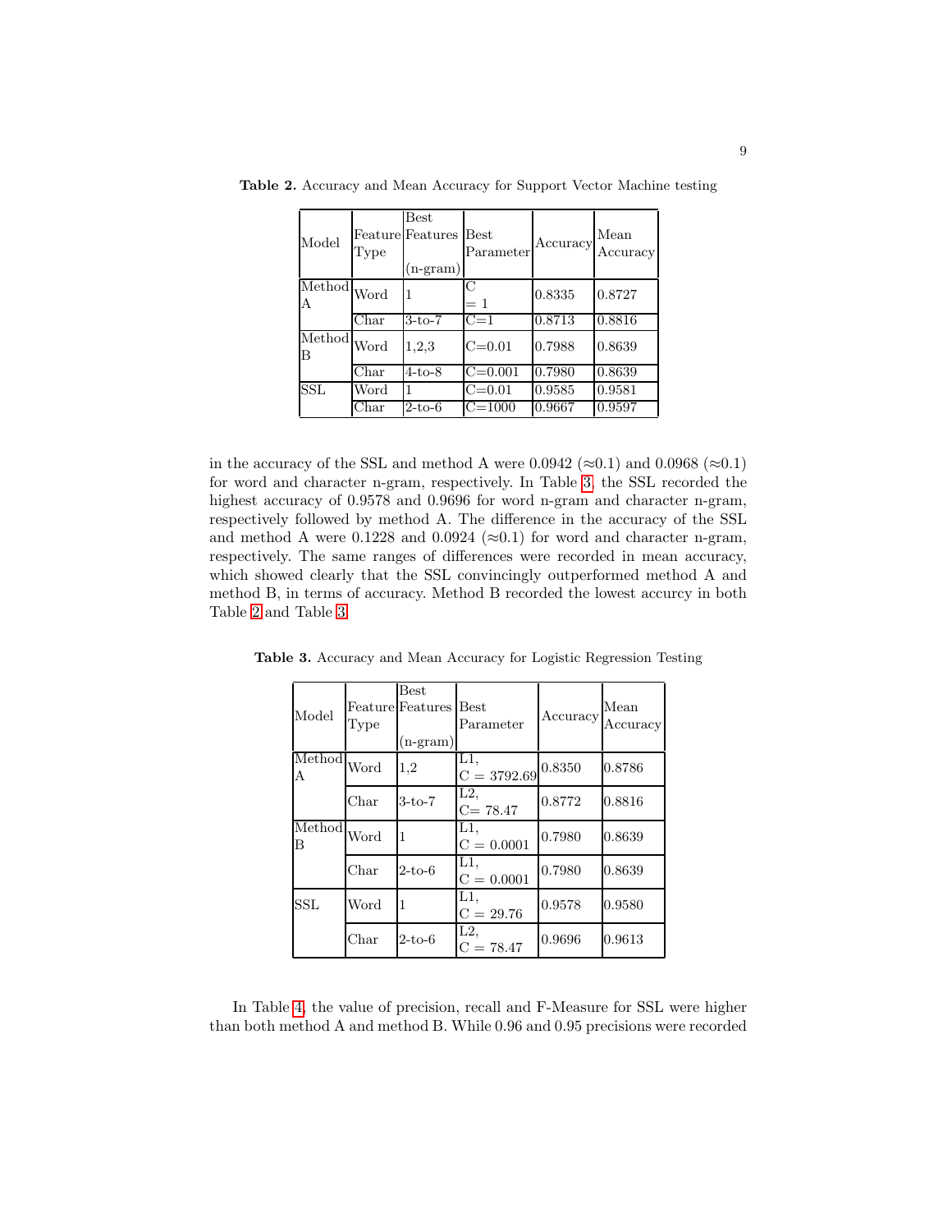**Table 2.** Accuracy and Mean Accuracy for Support Vector Machine testing

| Model | Feature Type | Best Features (n-gram) | Best Parameter | Accuracy | Mean Accuracy |
|---|---|---|---|---|---|
| Method A | Word | 1 | C = 1 | 0.8335 | 0.8727 |
| | Char | 3-to-7 | C=1 | 0.8713 | 0.8816 |
| Method B | Word | 1,2,3 | C=0.01 | 0.7988 | 0.8639 |
| | Char | 4-to-8 | C=0.001 | 0.7980 | 0.8639 |
| SSL | Word | 1 | C=0.01 | 0.9585 | 0.9581 |
| | Char | 2-to-6 | C=1000 | 0.9667 | 0.9597 |

in the accuracy of the SSL and method A were 0.0942 (≈0.1) and 0.0968 (≈0.1) for word and character n-gram, respectively. In Table 3, the SSL recorded the highest accuracy of 0.9578 and 0.9696 for word n-gram and character n-gram, respectively followed by method A. The difference in the accuracy of the SSL and method A were 0.1228 and 0.0924 (≈0.1) for word and character n-gram, respectively. The same ranges of differences were recorded in mean accuracy, which showed clearly that the SSL convincingly outperformed method A and method B, in terms of accuracy. Method B recorded the lowest accurcy in both Table 2 and Table 3.

**Table 3.** Accuracy and Mean Accuracy for Logistic Regression Testing

| Model | Feature Type | Best Features (n-gram) | Best Parameter | Accuracy | Mean Accuracy |
|---|---|---|---|---|---|
| Method A | Word | 1,2 | L1, C = 3792.69 | 0.8350 | 0.8786 |
| | Char | 3-to-7 | L2, C= 78.47 | 0.8772 | 0.8816 |
| Method B | Word | 1 | L1, C = 0.0001 | 0.7980 | 0.8639 |
| | Char | 2-to-6 | L1, C = 0.0001 | 0.7980 | 0.8639 |
| SSL | Word | 1 | L1, C = 29.76 | 0.9578 | 0.9580 |
| | Char | 2-to-6 | L2, C = 78.47 | 0.9696 | 0.9613 |

In Table 4, the value of precision, recall and F-Measure for SSL were higher than both method A and method B. While 0.96 and 0.95 precisions were recorded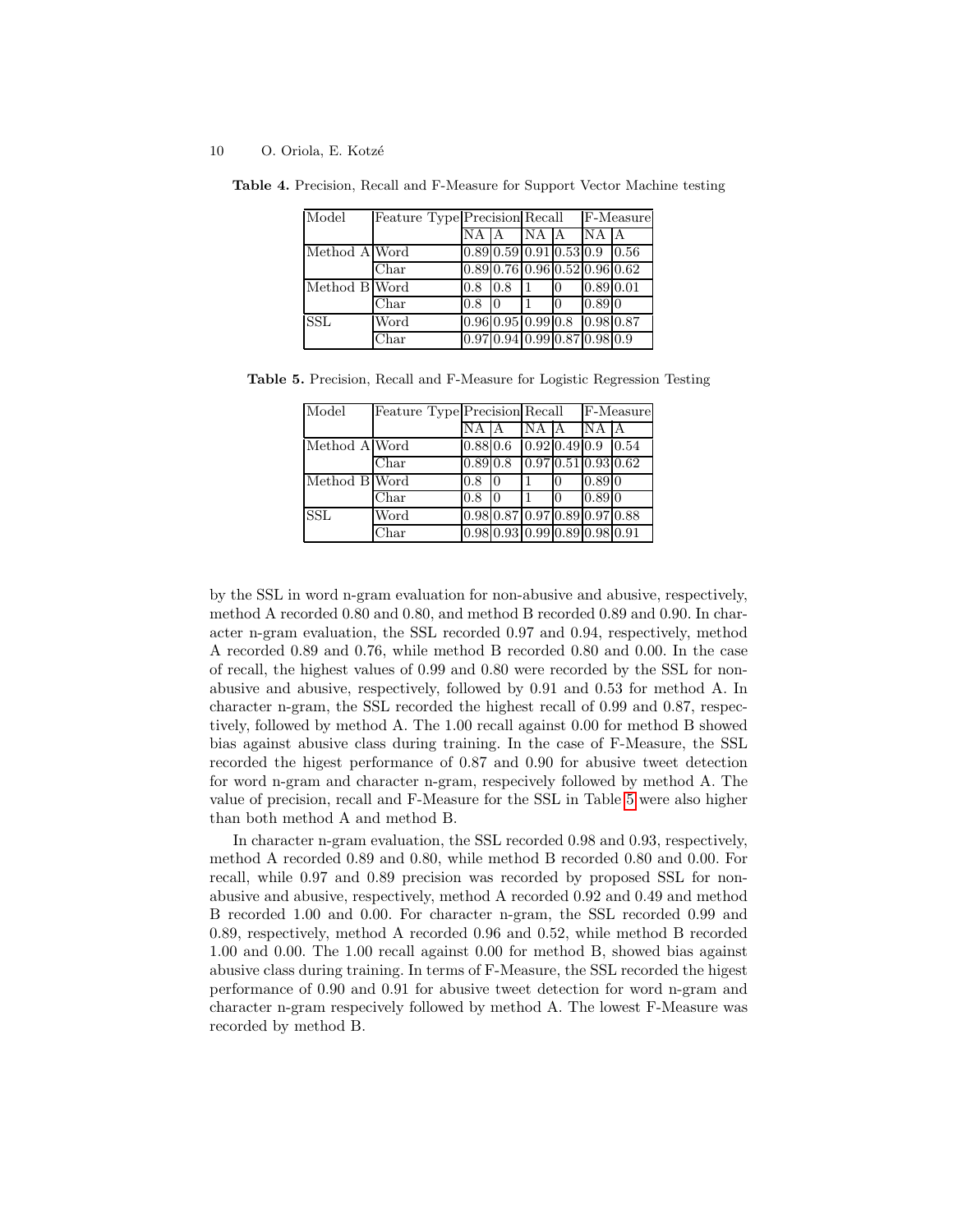**Table 4.** Precision, Recall and F-Measure for Support Vector Machine testing

| Model | Feature Type | Precision | | Recall | | F-Measure | |
|---|---|---|---|---|---|---|---|
| | | NA | A | NA | A | NA | A |
| Method A | Word | 0.89 | 0.59 | 0.91 | 0.53 | 0.9 | 0.56 |
| | Char | 0.89 | 0.76 | 0.96 | 0.52 | 0.96 | 0.62 |
| Method B | Word | 0.8 | 0.8 | 1 | 0 | 0.89 | 0.01 |
| | Char | 0.8 | 0 | 1 | 0 | 0.89 | 0 |
| SSL | Word | 0.96 | 0.95 | 0.99 | 0.8 | 0.98 | 0.87 |
| | Char | 0.97 | 0.94 | 0.99 | 0.87 | 0.98 | 0.9 |

**Table 5.** Precision, Recall and F-Measure for Logistic Regression Testing

| Model | Feature Type | Precision | | Recall | | F-Measure | |
|---|---|---|---|---|---|---|---|
| | | NA | A | NA | A | NA | A |
| Method A | Word | 0.88 | 0.6 | 0.92 | 0.49 | 0.9 | 0.54 |
| | Char | 0.89 | 0.8 | 0.97 | 0.51 | 0.93 | 0.62 |
| Method B | Word | 0.8 | 0 | 1 | 0 | 0.89 | 0 |
| | Char | 0.8 | 0 | 1 | 0 | 0.89 | 0 |
| SSL | Word | 0.98 | 0.87 | 0.97 | 0.89 | 0.97 | 0.88 |
| | Char | 0.98 | 0.93 | 0.99 | 0.89 | 0.98 | 0.91 |

by the SSL in word n-gram evaluation for non-abusive and abusive, respectively, method A recorded 0.80 and 0.80, and method B recorded 0.89 and 0.90. In character n-gram evaluation, the SSL recorded 0.97 and 0.94, respectively, method A recorded 0.89 and 0.76, while method B recorded 0.80 and 0.00. In the case of recall, the highest values of 0.99 and 0.80 were recorded by the SSL for non-abusive and abusive, respectively, followed by 0.91 and 0.53 for method A. In character n-gram, the SSL recorded the highest recall of 0.99 and 0.87, respectively, followed by method A. The 1.00 recall against 0.00 for method B showed bias against abusive class during training. In the case of F-Measure, the SSL recorded the higest performance of 0.87 and 0.90 for abusive tweet detection for word n-gram and character n-gram, respecively followed by method A. The value of precision, recall and F-Measure for the SSL in Table 5 were also higher than both method A and method B.

In character n-gram evaluation, the SSL recorded 0.98 and 0.93, respectively, method A recorded 0.89 and 0.80, while method B recorded 0.80 and 0.00. For recall, while 0.97 and 0.89 precision was recorded by proposed SSL for non-abusive and abusive, respectively, method A recorded 0.92 and 0.49 and method B recorded 1.00 and 0.00. For character n-gram, the SSL recorded 0.99 and 0.89, respectively, method A recorded 0.96 and 0.52, while method B recorded 1.00 and 0.00. The 1.00 recall against 0.00 for method B, showed bias against abusive class during training. In terms of F-Measure, the SSL recorded the higest performance of 0.90 and 0.91 for abusive tweet detection for word n-gram and character n-gram respecively followed by method A. The lowest F-Measure was recorded by method B.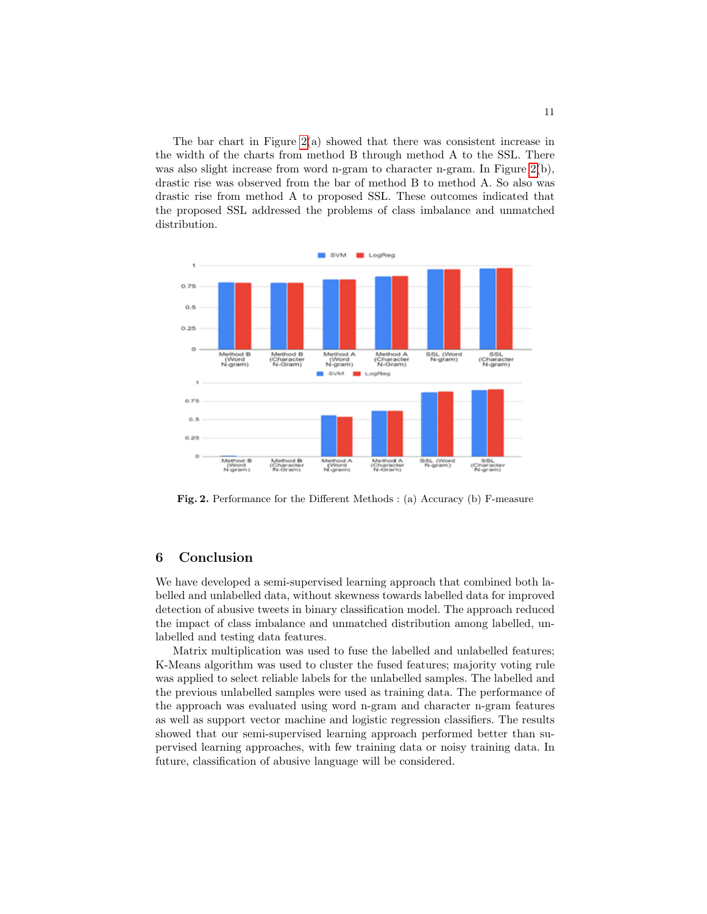The bar chart in Figure 2(a) showed that there was consistent increase in the width of the charts from method B through method A to the SSL. There was also slight increase from word n-gram to character n-gram. In Figure 2(b), drastic rise was observed from the bar of method B to method A. So also was drastic rise from method A to proposed SSL. These outcomes indicated that the proposed SSL addressed the problems of class imbalance and unmatched distribution.

**Fig. 2.** Performance for the Different Methods : (a) Accuracy (b) F-measure

## 6 Conclusion

We have developed a semi-supervised learning approach that combined both labelled and unlabelled data, without skewness towards labelled data for improved detection of abusive tweets in binary classification model. The approach reduced the impact of class imbalance and unmatched distribution among labelled, unlabelled and testing data features.

Matrix multiplication was used to fuse the labelled and unlabelled features; K-Means algorithm was used to cluster the fused features; majority voting rule was applied to select reliable labels for the unlabelled samples. The labelled and the previous unlabelled samples were used as training data. The performance of the approach was evaluated using word n-gram and character n-gram features as well as support vector machine and logistic regression classifiers. The results showed that our semi-supervised learning approach performed better than supervised learning approaches, with few training data or noisy training data. In future, classification of abusive language will be considered.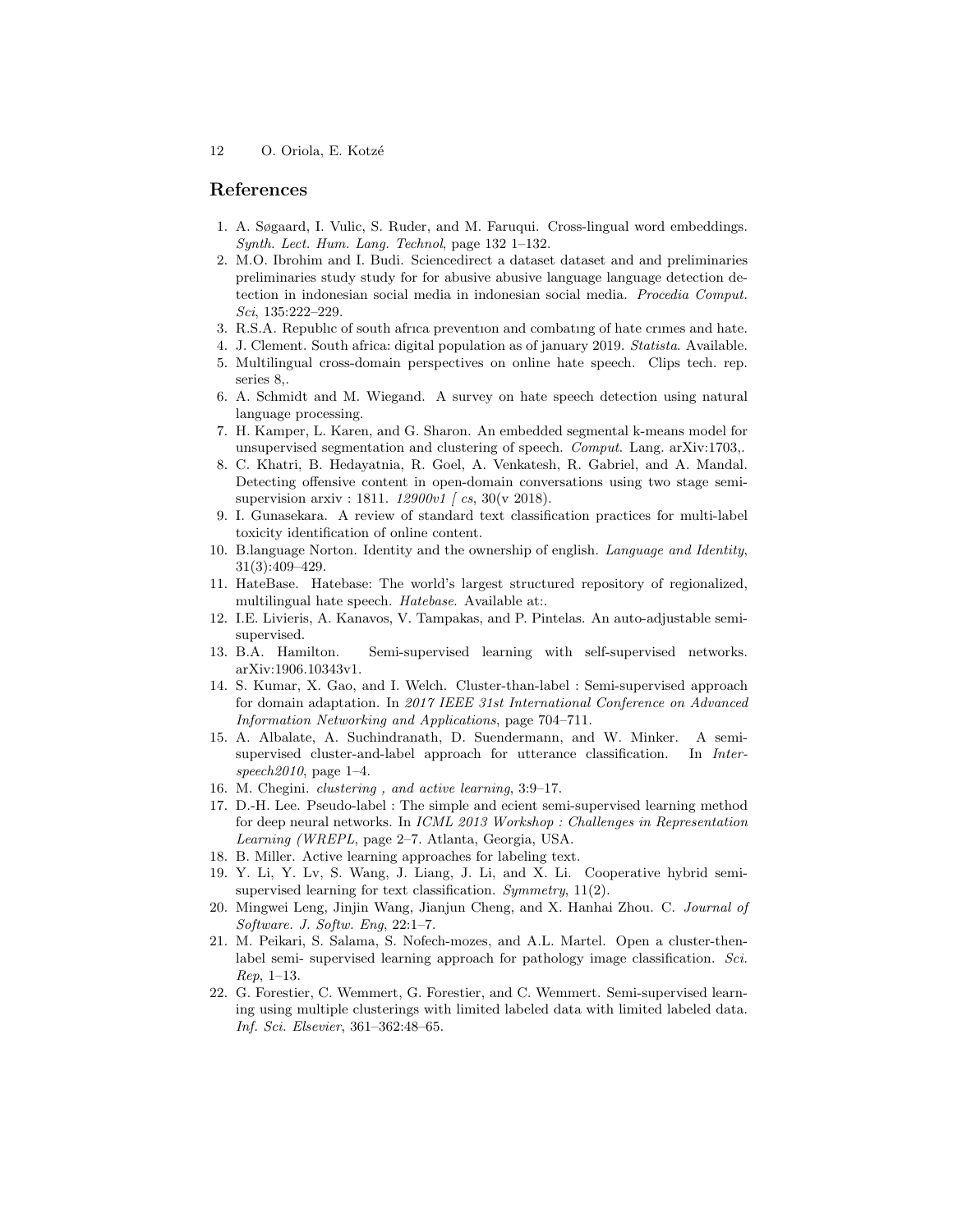## References

1. A. Søgaard, I. Vulic, S. Ruder, and M. Faruqui. Cross-lingual word embeddings. *Synth. Lect. Hum. Lang. Technol*, page 132 1–132.
2. M.O. Ibrohim and I. Budi. Sciencedirect a dataset dataset and and preliminaries preliminaries study study for for abusive abusive language language detection detection in indonesian social media in indonesian social media. *Procedia Comput. Sci*, 135:222–229.
3. R.S.A. Republıc of south afrıca preventıon and combatıng of hate crımes and hate.
4. J. Clement. South africa: digital population as of january 2019. *Statista*. Available.
5. Multilingual cross-domain perspectives on online hate speech. Clips tech. rep. series 8,.
6. A. Schmidt and M. Wiegand. A survey on hate speech detection using natural language processing.
7. H. Kamper, L. Karen, and G. Sharon. An embedded segmental k-means model for unsupervised segmentation and clustering of speech. *Comput.* Lang. arXiv:1703,.
8. C. Khatri, B. Hedayatnia, R. Goel, A. Venkatesh, R. Gabriel, and A. Mandal. Detecting offensive content in open-domain conversations using two stage semi-supervision arxiv : 1811. *12900v1 [ cs*, 30(v 2018).
9. I. Gunasekara. A review of standard text classification practices for multi-label toxicity identification of online content.
10. B.language Norton. Identity and the ownership of english. *Language and Identity*, 31(3):409–429.
11. HateBase. Hatebase: The world's largest structured repository of regionalized, multilingual hate speech. *Hatebase*. Available at:.
12. I.E. Livieris, A. Kanavos, V. Tampakas, and P. Pintelas. An auto-adjustable semi-supervised.
13. B.A. Hamilton. Semi-supervised learning with self-supervised networks. arXiv:1906.10343v1.
14. S. Kumar, X. Gao, and I. Welch. Cluster-than-label : Semi-supervised approach for domain adaptation. In *2017 IEEE 31st International Conference on Advanced Information Networking and Applications*, page 704–711.
15. A. Albalate, A. Suchindranath, D. Suendermann, and W. Minker. A semi-supervised cluster-and-label approach for utterance classification. In *Interspeech2010*, page 1–4.
16. M. Chegini. *clustering , and active learning*, 3:9–17.
17. D.-H. Lee. Pseudo-label : The simple and ecient semi-supervised learning method for deep neural networks. In *ICML 2013 Workshop : Challenges in Representation Learning (WREPL*, page 2–7. Atlanta, Georgia, USA.
18. B. Miller. Active learning approaches for labeling text.
19. Y. Li, Y. Lv, S. Wang, J. Liang, J. Li, and X. Li. Cooperative hybrid semi-supervised learning for text classification. *Symmetry*, 11(2).
20. Mingwei Leng, Jinjin Wang, Jianjun Cheng, and X. Hanhai Zhou. C. *Journal of Software. J. Softw. Eng*, 22:1–7.
21. M. Peikari, S. Salama, S. Nofech-mozes, and A.L. Martel. Open a cluster-then-label semi- supervised learning approach for pathology image classification. *Sci. Rep*, 1–13.
22. G. Forestier, C. Wemmert, G. Forestier, and C. Wemmert. Semi-supervised learning using multiple clusterings with limited labeled data with limited labeled data. *Inf. Sci. Elsevier*, 361–362:48–65.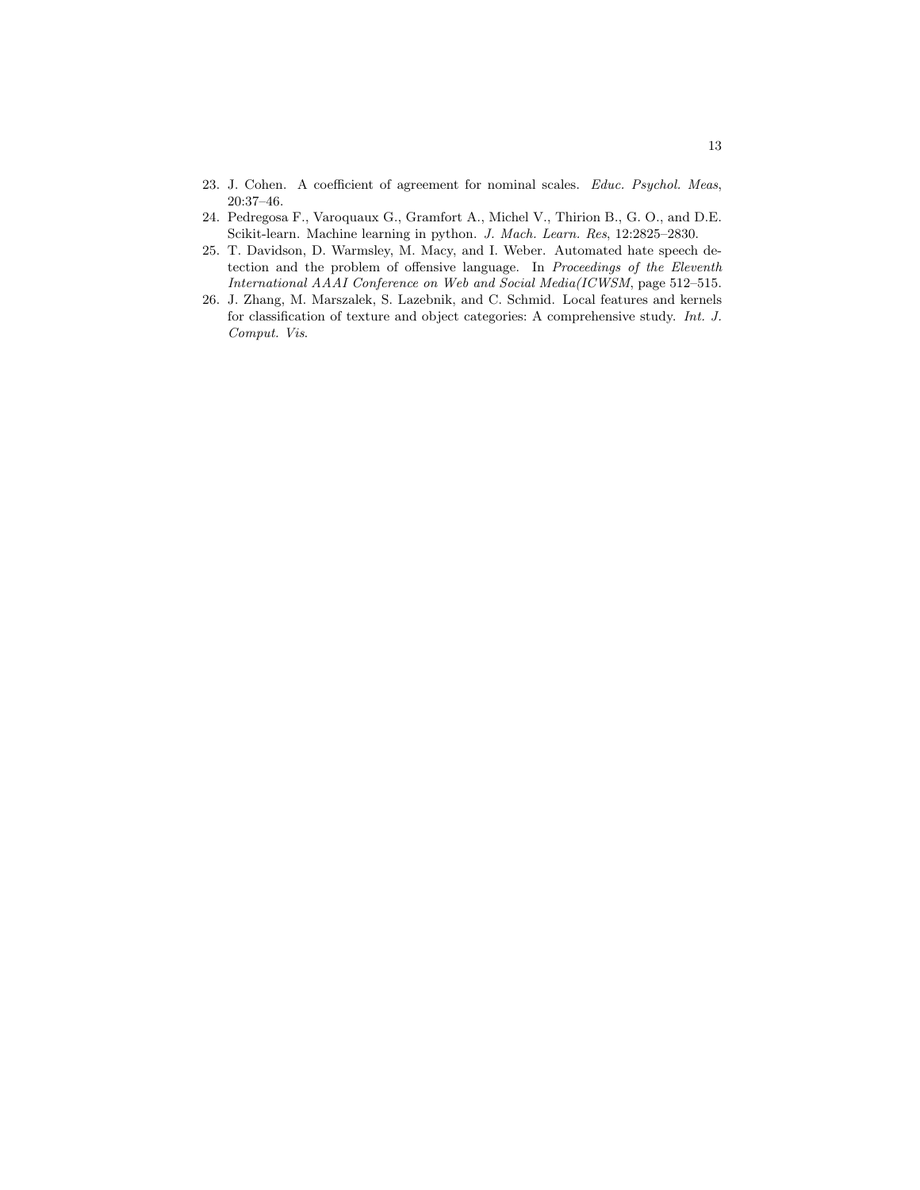23. J. Cohen. A coefficient of agreement for nominal scales. *Educ. Psychol. Meas*, 20:37–46.
24. Pedregosa F., Varoquaux G., Gramfort A., Michel V., Thirion B., G. O., and D.E. Scikit-learn. Machine learning in python. *J. Mach. Learn. Res*, 12:2825–2830.
25. T. Davidson, D. Warmsley, M. Macy, and I. Weber. Automated hate speech detection and the problem of offensive language. In *Proceedings of the Eleventh International AAAI Conference on Web and Social Media(ICWSM*, page 512–515.
26. J. Zhang, M. Marszalek, S. Lazebnik, and C. Schmid. Local features and kernels for classification of texture and object categories: A comprehensive study. *Int. J. Comput. Vis*.